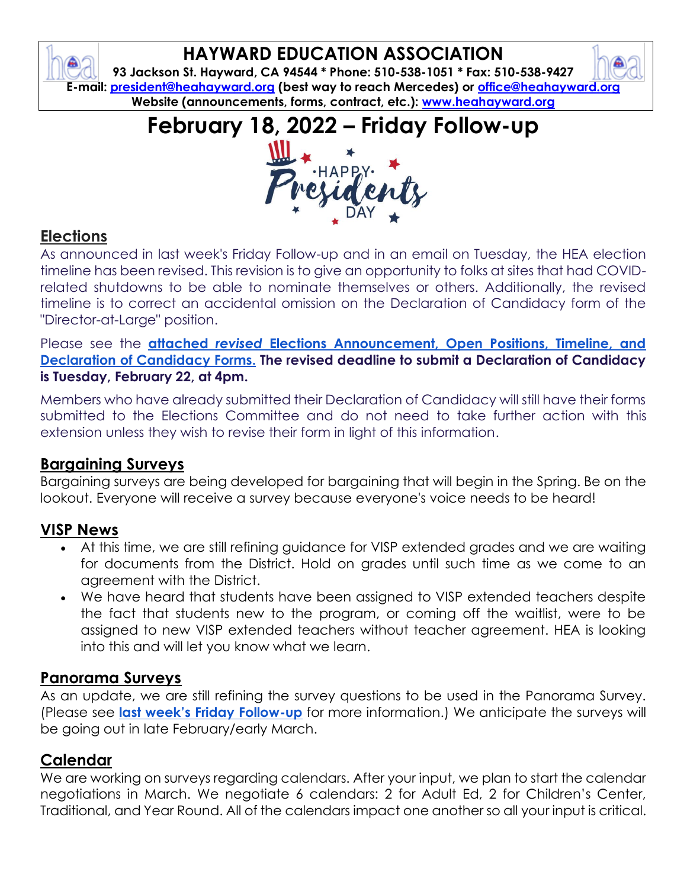# HAYWARD EDUCATION ASSOCIATION

**93 Jackson St. Hayward, CA 94544 * Phone: 510-538-1051 * Fax: 510-538-9427**
**E-mail: president@heahayward.org (best way to reach Mercedes) or office@heahayward.org**
**Website (announcements, forms, contract, etc.): www.heahayward.org**

# February 18, 2022 – Friday Follow-up

## Elections

As announced in last week's Friday Follow-up and in an email on Tuesday, the HEA election timeline has been revised. This revision is to give an opportunity to folks at sites that had COVID-related shutdowns to be able to nominate themselves or others. Additionally, the revised timeline is to correct an accidental omission on the Declaration of Candidacy form of the "Director-at-Large" position.

Please see the **attached *revised* Elections Announcement, Open Positions, Timeline, and Declaration of Candidacy Forms.** **The revised deadline to submit a Declaration of Candidacy is Tuesday, February 22, at 4pm.**

Members who have already submitted their Declaration of Candidacy will still have their forms submitted to the Elections Committee and do not need to take further action with this extension unless they wish to revise their form in light of this information.

## Bargaining Surveys

Bargaining surveys are being developed for bargaining that will begin in the Spring. Be on the lookout. Everyone will receive a survey because everyone's voice needs to be heard!

## VISP News

- At this time, we are still refining guidance for VISP extended grades and we are waiting for documents from the District. Hold on grades until such time as we come to an agreement with the District.
- We have heard that students have been assigned to VISP extended teachers despite the fact that students new to the program, or coming off the waitlist, were to be assigned to new VISP extended teachers without teacher agreement. HEA is looking into this and will let you know what we learn.

## Panorama Surveys

As an update, we are still refining the survey questions to be used in the Panorama Survey. (Please see **last week's Friday Follow-up** for more information.) We anticipate the surveys will be going out in late February/early March.

## Calendar

We are working on surveys regarding calendars. After your input, we plan to start the calendar negotiations in March. We negotiate 6 calendars: 2 for Adult Ed, 2 for Children's Center, Traditional, and Year Round. All of the calendars impact one another so all your input is critical.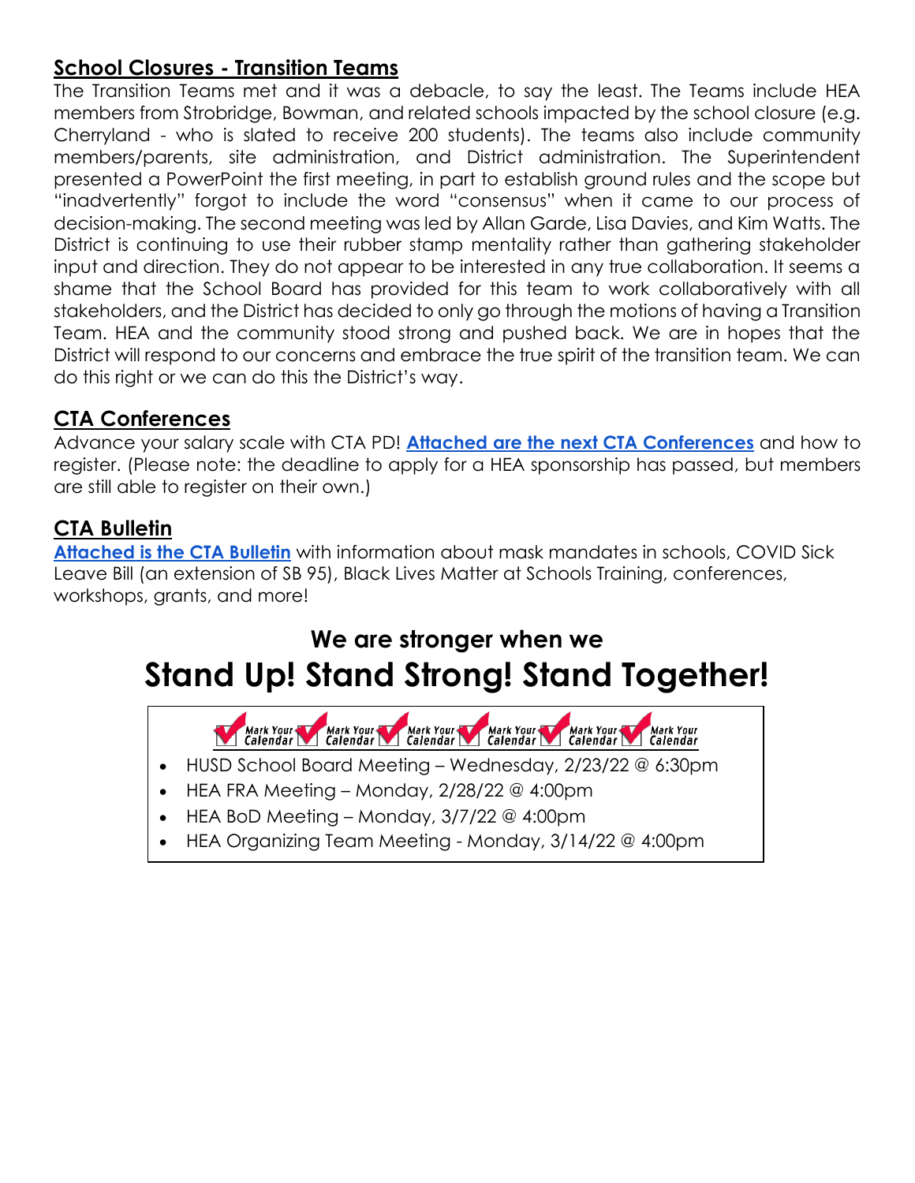## School Closures - Transition Teams

The Transition Teams met and it was a debacle, to say the least. The Teams include HEA members from Strobridge, Bowman, and related schools impacted by the school closure (e.g. Cherryland - who is slated to receive 200 students). The teams also include community members/parents, site administration, and District administration. The Superintendent presented a PowerPoint the first meeting, in part to establish ground rules and the scope but "inadvertently" forgot to include the word "consensus" when it came to our process of decision-making. The second meeting was led by Allan Garde, Lisa Davies, and Kim Watts. The District is continuing to use their rubber stamp mentality rather than gathering stakeholder input and direction. They do not appear to be interested in any true collaboration. It seems a shame that the School Board has provided for this team to work collaboratively with all stakeholders, and the District has decided to only go through the motions of having a Transition Team. HEA and the community stood strong and pushed back. We are in hopes that the District will respond to our concerns and embrace the true spirit of the transition team. We can do this right or we can do this the District's way.

## CTA Conferences

Advance your salary scale with CTA PD! **Attached are the next CTA Conferences** and how to register. (Please note: the deadline to apply for a HEA sponsorship has passed, but members are still able to register on their own.)

## CTA Bulletin

**Attached is the CTA Bulletin** with information about mask mandates in schools, COVID Sick Leave Bill (an extension of SB 95), Black Lives Matter at Schools Training, conferences, workshops, grants, and more!

### We are stronger when we

# Stand Up! Stand Strong! Stand Together!

Mark Your Calendar

- HUSD School Board Meeting – Wednesday, 2/23/22 @ 6:30pm
- HEA FRA Meeting – Monday, 2/28/22 @ 4:00pm
- HEA BoD Meeting – Monday, 3/7/22 @ 4:00pm
- HEA Organizing Team Meeting - Monday, 3/14/22 @ 4:00pm